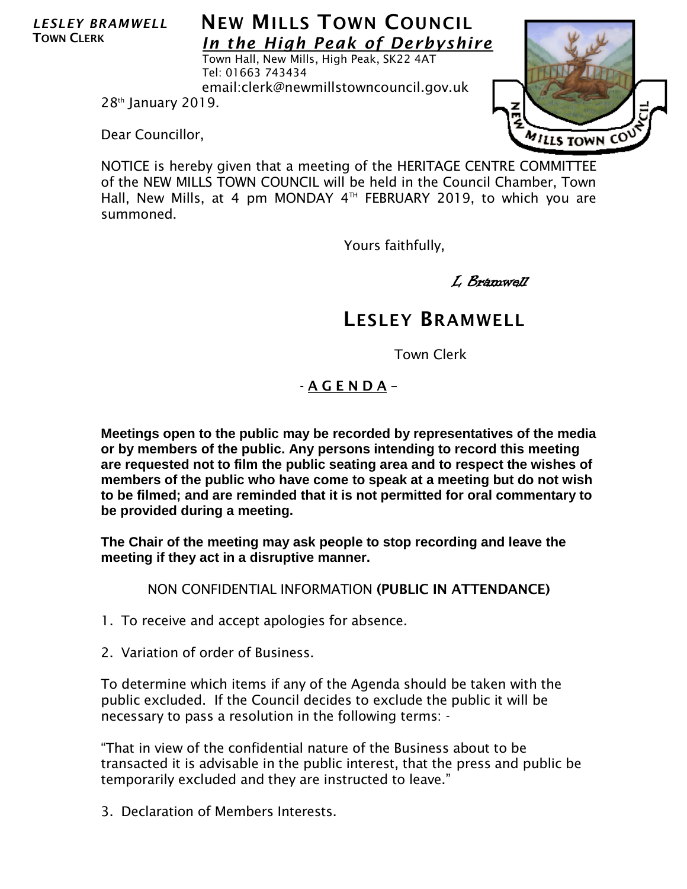*LESLEY BRAMWELL*
**TOWN CLERK**

# NEW MILLS TOWN COUNCIL

***In the High Peak of Derbyshire***

Town Hall, New Mills, High Peak, SK22 4AT
Tel: 01663 743434
email:clerk@newmillstowncouncil.gov.uk

28th January 2019.

Dear Councillor,

NOTICE is hereby given that a meeting of the HERITAGE CENTRE COMMITTEE of the NEW MILLS TOWN COUNCIL will be held in the Council Chamber, Town Hall, New Mills, at 4 pm MONDAY 4TH FEBRUARY 2019, to which you are summoned.

Yours faithfully,

*L Bramwell*

## LESLEY BRAMWELL

Town Clerk

## - A G E N D A –

**Meetings open to the public may be recorded by representatives of the media or by members of the public. Any persons intending to record this meeting are requested not to film the public seating area and to respect the wishes of members of the public who have come to speak at a meeting but do not wish to be filmed; and are reminded that it is not permitted for oral commentary to be provided during a meeting.**

**The Chair of the meeting may ask people to stop recording and leave the meeting if they act in a disruptive manner.**

NON CONFIDENTIAL INFORMATION **(PUBLIC IN ATTENDANCE)**

1. To receive and accept apologies for absence.

2. Variation of order of Business.

To determine which items if any of the Agenda should be taken with the public excluded. If the Council decides to exclude the public it will be necessary to pass a resolution in the following terms: -

"That in view of the confidential nature of the Business about to be transacted it is advisable in the public interest, that the press and public be temporarily excluded and they are instructed to leave."

3. Declaration of Members Interests.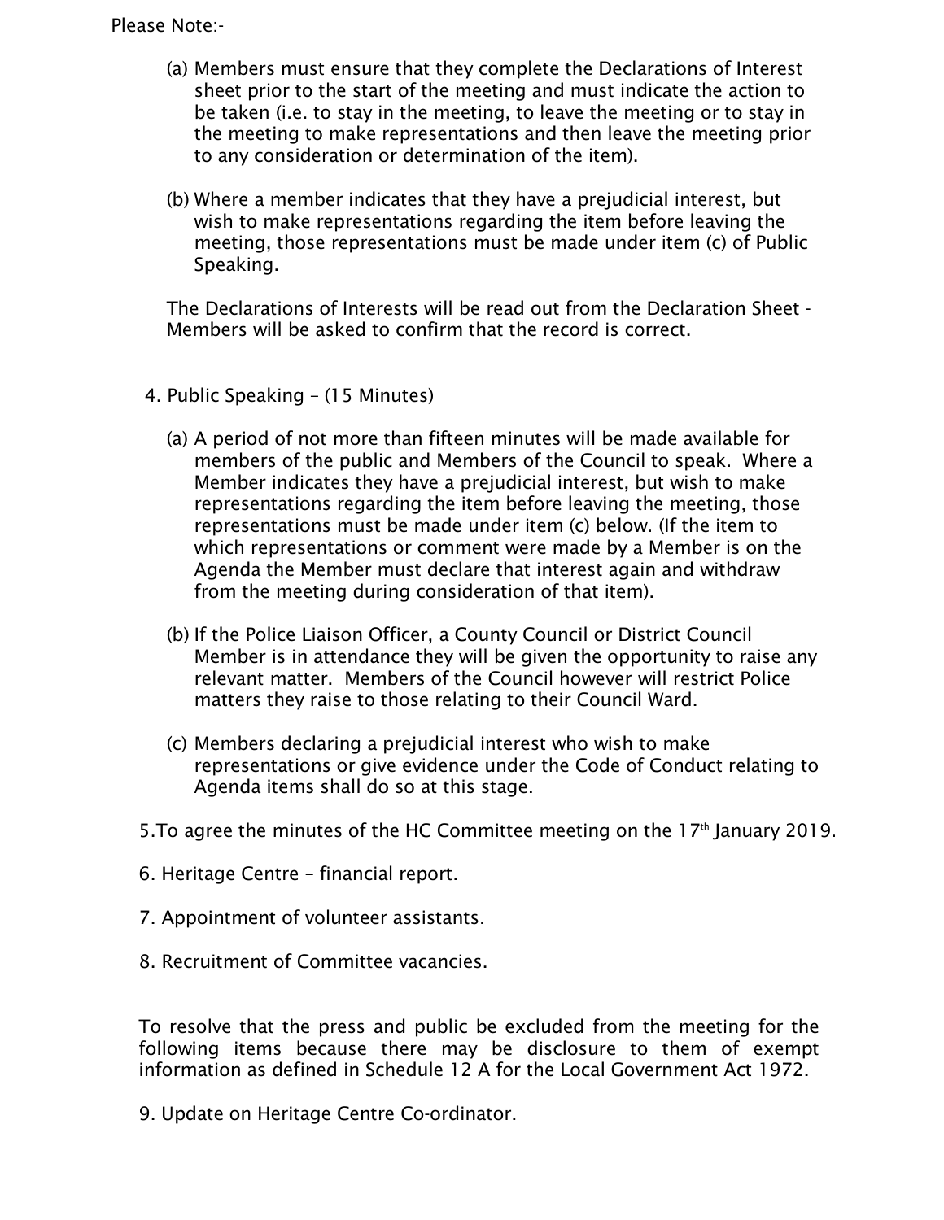Please Note:-

(a) Members must ensure that they complete the Declarations of Interest sheet prior to the start of the meeting and must indicate the action to be taken (i.e. to stay in the meeting, to leave the meeting or to stay in the meeting to make representations and then leave the meeting prior to any consideration or determination of the item).

(b) Where a member indicates that they have a prejudicial interest, but wish to make representations regarding the item before leaving the meeting, those representations must be made under item (c) of Public Speaking.

The Declarations of Interests will be read out from the Declaration Sheet - Members will be asked to confirm that the record is correct.

4. Public Speaking – (15 Minutes)

(a) A period of not more than fifteen minutes will be made available for members of the public and Members of the Council to speak. Where a Member indicates they have a prejudicial interest, but wish to make representations regarding the item before leaving the meeting, those representations must be made under item (c) below. (If the item to which representations or comment were made by a Member is on the Agenda the Member must declare that interest again and withdraw from the meeting during consideration of that item).

(b) If the Police Liaison Officer, a County Council or District Council Member is in attendance they will be given the opportunity to raise any relevant matter. Members of the Council however will restrict Police matters they raise to those relating to their Council Ward.

(c) Members declaring a prejudicial interest who wish to make representations or give evidence under the Code of Conduct relating to Agenda items shall do so at this stage.

5. To agree the minutes of the HC Committee meeting on the 17th January 2019.

6. Heritage Centre – financial report.

7. Appointment of volunteer assistants.

8. Recruitment of Committee vacancies.

To resolve that the press and public be excluded from the meeting for the following items because there may be disclosure to them of exempt information as defined in Schedule 12 A for the Local Government Act 1972.

9. Update on Heritage Centre Co-ordinator.